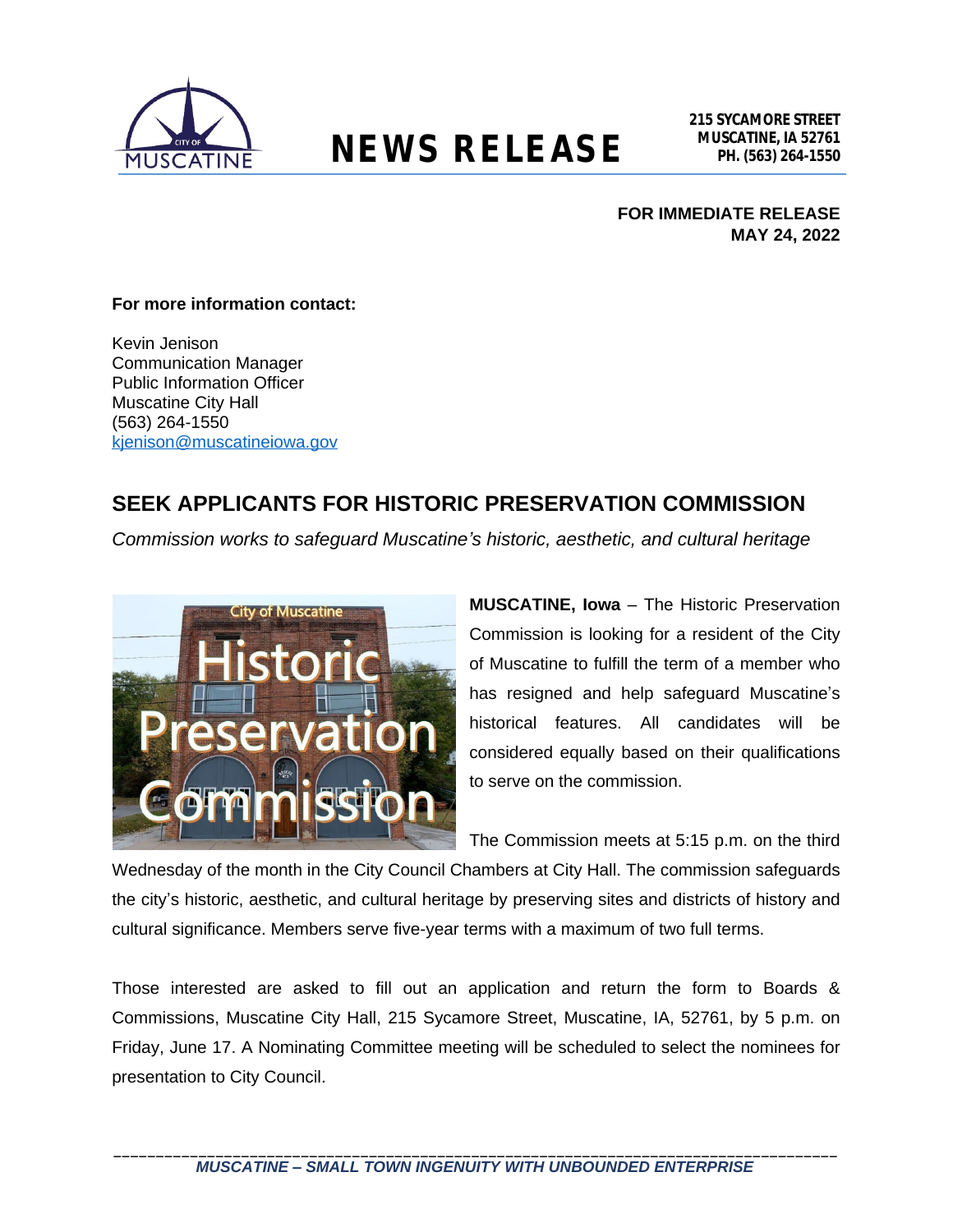# NEWS RELEASE

**215 SYCAMORE STREET**
**MUSCATINE, IA 52761**
**PH. (563) 264-1550**

**FOR IMMEDIATE RELEASE**
**MAY 24, 2022**

**For more information contact:**

Kevin Jenison
Communication Manager
Public Information Officer
Muscatine City Hall
(563) 264-1550
kjenison@muscatineiowa.gov

## SEEK APPLICANTS FOR HISTORIC PRESERVATION COMMISSION

*Commission works to safeguard Muscatine's historic, aesthetic, and cultural heritage*

**MUSCATINE, Iowa** – The Historic Preservation Commission is looking for a resident of the City of Muscatine to fulfill the term of a member who has resigned and help safeguard Muscatine's historical features. All candidates will be considered equally based on their qualifications to serve on the commission.

The Commission meets at 5:15 p.m. on the third Wednesday of the month in the City Council Chambers at City Hall. The commission safeguards the city's historic, aesthetic, and cultural heritage by preserving sites and districts of history and cultural significance. Members serve five-year terms with a maximum of two full terms.

Those interested are asked to fill out an application and return the form to Boards & Commissions, Muscatine City Hall, 215 Sycamore Street, Muscatine, IA, 52761, by 5 p.m. on Friday, June 17. A Nominating Committee meeting will be scheduled to select the nominees for presentation to City Council.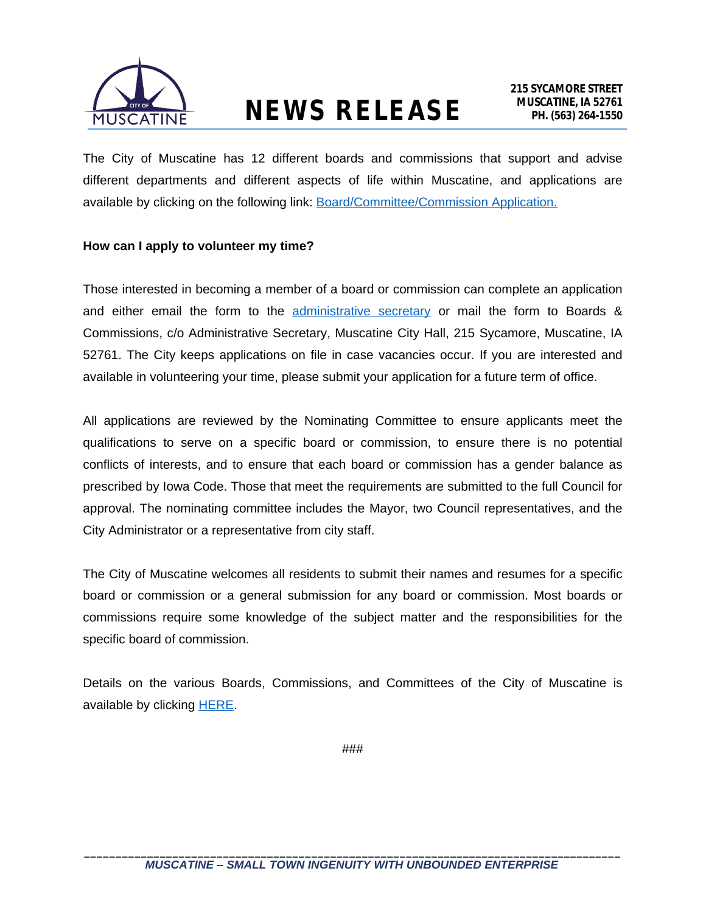The City of Muscatine has 12 different boards and commissions that support and advise different departments and different aspects of life within Muscatine, and applications are available by clicking on the following link: [Board/Committee/Commission Application.]()

**How can I apply to volunteer my time?**

Those interested in becoming a member of a board or commission can complete an application and either email the form to the [administrative secretary]() or mail the form to Boards & Commissions, c/o Administrative Secretary, Muscatine City Hall, 215 Sycamore, Muscatine, IA 52761. The City keeps applications on file in case vacancies occur. If you are interested and available in volunteering your time, please submit your application for a future term of office.

All applications are reviewed by the Nominating Committee to ensure applicants meet the qualifications to serve on a specific board or commission, to ensure there is no potential conflicts of interests, and to ensure that each board or commission has a gender balance as prescribed by Iowa Code. Those that meet the requirements are submitted to the full Council for approval. The nominating committee includes the Mayor, two Council representatives, and the City Administrator or a representative from city staff.

The City of Muscatine welcomes all residents to submit their names and resumes for a specific board or commission or a general submission for any board or commission. Most boards or commissions require some knowledge of the subject matter and the responsibilities for the specific board of commission.

Details on the various Boards, Commissions, and Committees of the City of Muscatine is available by clicking [HERE]().

###